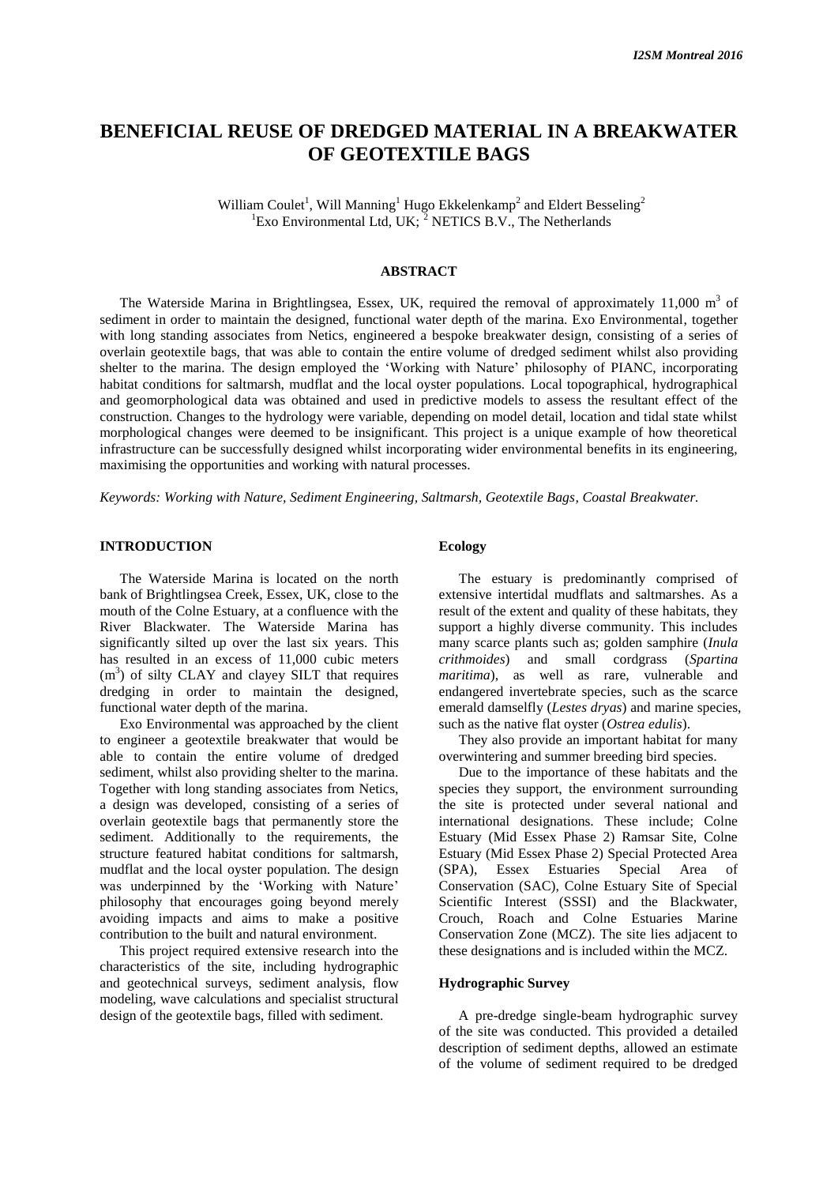# BENEFICIAL REUSE OF DREDGED MATERIAL IN A BREAKWATER OF GEOTEXTILE BAGS

William Coulet[1], Will Manning[1] Hugo Ekkelenkamp[2] and Eldert Besseling[2]
[1]Exo Environmental Ltd, UK; [2] NETICS B.V., The Netherlands

## ABSTRACT

The Waterside Marina in Brightlingsea, Essex, UK, required the removal of approximately 11,000 $m^3$ of sediment in order to maintain the designed, functional water depth of the marina. Exo Environmental, together with long standing associates from Netics, engineered a bespoke breakwater design, consisting of a series of overlain geotextile bags, that was able to contain the entire volume of dredged sediment whilst also providing shelter to the marina. The design employed the 'Working with Nature' philosophy of PIANC, incorporating habitat conditions for saltmarsh, mudflat and the local oyster populations. Local topographical, hydrographical and geomorphological data was obtained and used in predictive models to assess the resultant effect of the construction. Changes to the hydrology were variable, depending on model detail, location and tidal state whilst morphological changes were deemed to be insignificant. This project is a unique example of how theoretical infrastructure can be successfully designed whilst incorporating wider environmental benefits in its engineering, maximising the opportunities and working with natural processes.

*Keywords: Working with Nature, Sediment Engineering, Saltmarsh, Geotextile Bags, Coastal Breakwater.*

## INTRODUCTION

The Waterside Marina is located on the north bank of Brightlingsea Creek, Essex, UK, close to the mouth of the Colne Estuary, at a confluence with the River Blackwater. The Waterside Marina has significantly silted up over the last six years. This has resulted in an excess of 11,000 cubic meters ($m^3$) of silty CLAY and clayey SILT that requires dredging in order to maintain the designed, functional water depth of the marina.

Exo Environmental was approached by the client to engineer a geotextile breakwater that would be able to contain the entire volume of dredged sediment, whilst also providing shelter to the marina. Together with long standing associates from Netics, a design was developed, consisting of a series of overlain geotextile bags that permanently store the sediment. Additionally to the requirements, the structure featured habitat conditions for saltmarsh, mudflat and the local oyster population. The design was underpinned by the 'Working with Nature' philosophy that encourages going beyond merely avoiding impacts and aims to make a positive contribution to the built and natural environment.

This project required extensive research into the characteristics of the site, including hydrographic and geotechnical surveys, sediment analysis, flow modeling, wave calculations and specialist structural design of the geotextile bags, filled with sediment.

### Ecology

The estuary is predominantly comprised of extensive intertidal mudflats and saltmarshes. As a result of the extent and quality of these habitats, they support a highly diverse community. This includes many scarce plants such as; golden samphire (*Inula crithmoides*) and small cordgrass (*Spartina maritima*), as well as rare, vulnerable and endangered invertebrate species, such as the scarce emerald damselfly (*Lestes dryas*) and marine species, such as the native flat oyster (*Ostrea edulis*).

They also provide an important habitat for many overwintering and summer breeding bird species.

Due to the importance of these habitats and the species they support, the environment surrounding the site is protected under several national and international designations. These include; Colne Estuary (Mid Essex Phase 2) Ramsar Site, Colne Estuary (Mid Essex Phase 2) Special Protected Area (SPA), Essex Estuaries Special Area of Conservation (SAC), Colne Estuary Site of Special Scientific Interest (SSSI) and the Blackwater, Crouch, Roach and Colne Estuaries Marine Conservation Zone (MCZ). The site lies adjacent to these designations and is included within the MCZ.

### Hydrographic Survey

A pre-dredge single-beam hydrographic survey of the site was conducted. This provided a detailed description of sediment depths, allowed an estimate of the volume of sediment required to be dredged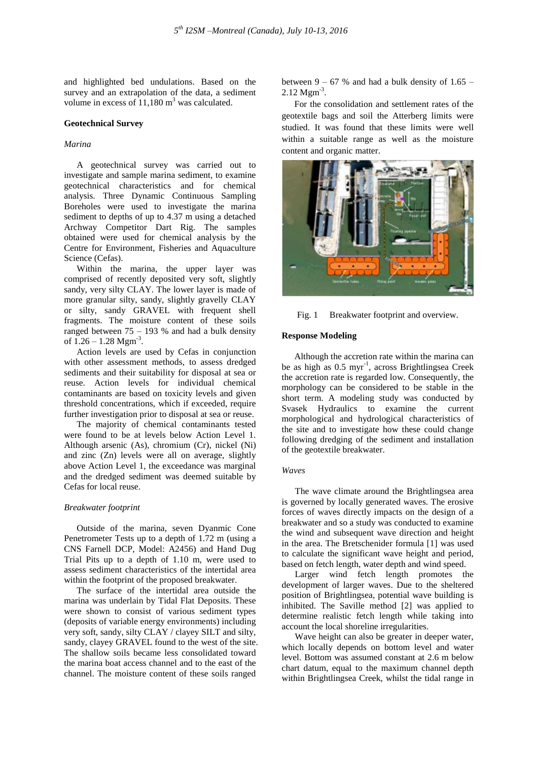and highlighted bed undulations. Based on the survey and an extrapolation of the data, a sediment volume in excess of 11,180 $m^3$ was calculated.

### Geotechnical Survey

#### *Marina*

A geotechnical survey was carried out to investigate and sample marina sediment, to examine geotechnical characteristics and for chemical analysis. Three Dynamic Continuous Sampling Boreholes were used to investigate the marina sediment to depths of up to 4.37 m using a detached Archway Competitor Dart Rig. The samples obtained were used for chemical analysis by the Centre for Environment, Fisheries and Aquaculture Science (Cefas).

Within the marina, the upper layer was comprised of recently deposited very soft, slightly sandy, very silty CLAY. The lower layer is made of more granular silty, sandy, slightly gravelly CLAY or silty, sandy GRAVEL with frequent shell fragments. The moisture content of these soils ranged between 75 – 193 % and had a bulk density of 1.26 – 1.28 $Mgm^{-3}$.

Action levels are used by Cefas in conjunction with other assessment methods, to assess dredged sediments and their suitability for disposal at sea or reuse. Action levels for individual chemical contaminants are based on toxicity levels and given threshold concentrations, which if exceeded, require further investigation prior to disposal at sea or reuse.

The majority of chemical contaminants tested were found to be at levels below Action Level 1. Although arsenic (As), chromium (Cr), nickel (Ni) and zinc (Zn) levels were all on average, slightly above Action Level 1, the exceedance was marginal and the dredged sediment was deemed suitable by Cefas for local reuse.

#### *Breakwater footprint*

Outside of the marina, seven Dyanmic Cone Penetrometer Tests up to a depth of 1.72 m (using a CNS Farnell DCP, Model: A2456) and Hand Dug Trial Pits up to a depth of 1.10 m, were used to assess sediment characteristics of the intertidal area within the footprint of the proposed breakwater.

The surface of the intertidal area outside the marina was underlain by Tidal Flat Deposits. These were shown to consist of various sediment types (deposits of variable energy environments) including very soft, sandy, silty CLAY / clayey SILT and silty, sandy, clayey GRAVEL found to the west of the site. The shallow soils became less consolidated toward the marina boat access channel and to the east of the channel. The moisture content of these soils ranged between 9 – 67 % and had a bulk density of 1.65 – 2.12 $Mgm^{-3}$.

For the consolidation and settlement rates of the geotextile bags and soil the Atterberg limits were studied. It was found that these limits were well within a suitable range as well as the moisture content and organic matter.

Fig. 1 Breakwater footprint and overview.

### Response Modeling

Although the accretion rate within the marina can be as high as 0.5 $myr^{-1}$, across Brightlingsea Creek the accretion rate is regarded low. Consequently, the morphology can be considered to be stable in the short term. A modeling study was conducted by Svasek Hydraulics to examine the current morphological and hydrological characteristics of the site and to investigate how these could change following dredging of the sediment and installation of the geotextile breakwater.

#### *Waves*

The wave climate around the Brightlingsea area is governed by locally generated waves. The erosive forces of waves directly impacts on the design of a breakwater and so a study was conducted to examine the wind and subsequent wave direction and height in the area. The Bretschenider formula [1] was used to calculate the significant wave height and period, based on fetch length, water depth and wind speed.

Larger wind fetch length promotes the development of larger waves. Due to the sheltered position of Brightlingsea, potential wave building is inhibited. The Saville method [2] was applied to determine realistic fetch length while taking into account the local shoreline irregularities.

Wave height can also be greater in deeper water, which locally depends on bottom level and water level. Bottom was assumed constant at 2.6 m below chart datum, equal to the maximum channel depth within Brightlingsea Creek, whilst the tidal range in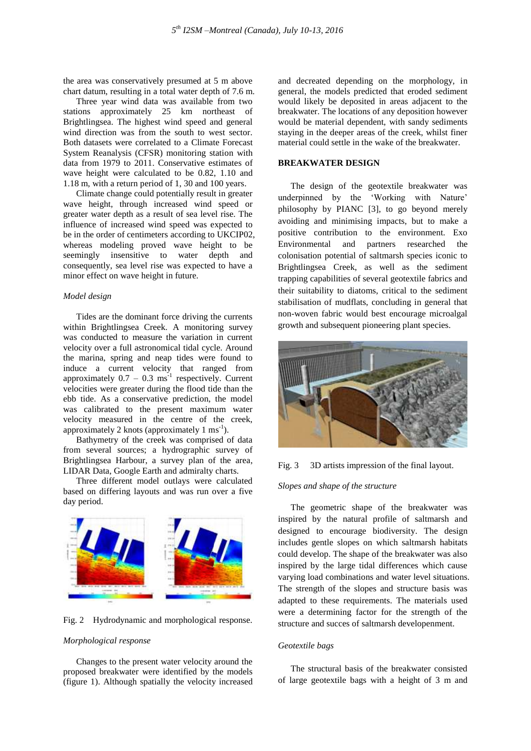the area was conservatively presumed at 5 m above chart datum, resulting in a total water depth of 7.6 m.

Three year wind data was available from two stations approximately 25 km northeast of Brightlingsea. The highest wind speed and general wind direction was from the south to west sector. Both datasets were correlated to a Climate Forecast System Reanalysis (CFSR) monitoring station with data from 1979 to 2011. Conservative estimates of wave height were calculated to be 0.82, 1.10 and 1.18 m, with a return period of 1, 30 and 100 years.

Climate change could potentially result in greater wave height, through increased wind speed or greater water depth as a result of sea level rise. The influence of increased wind speed was expected to be in the order of centimeters according to UKCIP02, whereas modeling proved wave height to be seemingly insensitive to water depth and consequently, sea level rise was expected to have a minor effect on wave height in future.

*Model design*

Tides are the dominant force driving the currents within Brightlingsea Creek. A monitoring survey was conducted to measure the variation in current velocity over a full astronomical tidal cycle. Around the marina, spring and neap tides were found to induce a current velocity that ranged from approximately 0.7 – 0.3 $ms^{-1}$ respectively. Current velocities were greater during the flood tide than the ebb tide. As a conservative prediction, the model was calibrated to the present maximum water velocity measured in the centre of the creek, approximately 2 knots (approximately 1 $ms^{-1}$).

Bathymetry of the creek was comprised of data from several sources; a hydrographic survey of Brightlingsea Harbour, a survey plan of the area, LIDAR Data, Google Earth and admiralty charts.

Three different model outlays were calculated based on differing layouts and was run over a five day period.

Fig. 2 Hydrodynamic and morphological response.

*Morphological response*

Changes to the present water velocity around the proposed breakwater were identified by the models (figure 1). Although spatially the velocity increased and decreated depending on the morphology, in general, the models predicted that eroded sediment would likely be deposited in areas adjacent to the breakwater. The locations of any deposition however would be material dependent, with sandy sediments staying in the deeper areas of the creek, whilst finer material could settle in the wake of the breakwater.

## BREAKWATER DESIGN

The design of the geotextile breakwater was underpinned by the 'Working with Nature' philosophy by PIANC [3], to go beyond merely avoiding and minimising impacts, but to make a positive contribution to the environment. Exo Environmental and partners researched the colonisation potential of saltmarsh species iconic to Brightlingsea Creek, as well as the sediment trapping capabilities of several geotextile fabrics and their suitability to diatoms, critical to the sediment stabilisation of mudflats, concluding in general that non-woven fabric would best encourage microalgal growth and subsequent pioneering plant species.

Fig. 3 3D artists impression of the final layout.

*Slopes and shape of the structure*

The geometric shape of the breakwater was inspired by the natural profile of saltmarsh and designed to encourage biodiversity. The design includes gentle slopes on which saltmarsh habitats could develop. The shape of the breakwater was also inspired by the large tidal differences which cause varying load combinations and water level situations. The strength of the slopes and structure basis was adapted to these requirements. The materials used were a determining factor for the strength of the structure and succes of saltmarsh developenment.

*Geotextile bags*

The structural basis of the breakwater consisted of large geotextile bags with a height of 3 m and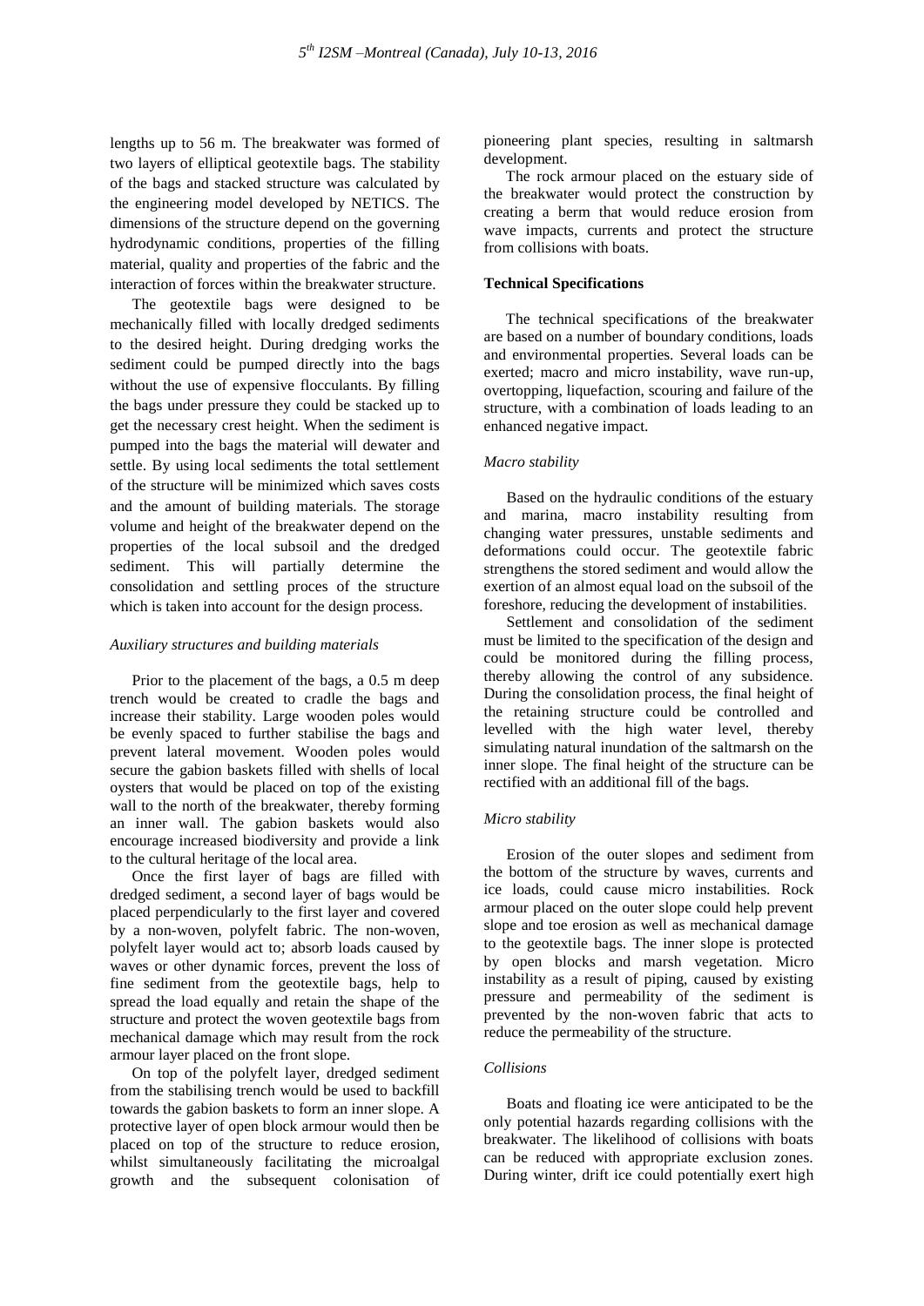lengths up to 56 m. The breakwater was formed of two layers of elliptical geotextile bags. The stability of the bags and stacked structure was calculated by the engineering model developed by NETICS. The dimensions of the structure depend on the governing hydrodynamic conditions, properties of the filling material, quality and properties of the fabric and the interaction of forces within the breakwater structure.

The geotextile bags were designed to be mechanically filled with locally dredged sediments to the desired height. During dredging works the sediment could be pumped directly into the bags without the use of expensive flocculants. By filling the bags under pressure they could be stacked up to get the necessary crest height. When the sediment is pumped into the bags the material will dewater and settle. By using local sediments the total settlement of the structure will be minimized which saves costs and the amount of building materials. The storage volume and height of the breakwater depend on the properties of the local subsoil and the dredged sediment. This will partially determine the consolidation and settling proces of the structure which is taken into account for the design process.

### *Auxiliary structures and building materials*

Prior to the placement of the bags, a 0.5 m deep trench would be created to cradle the bags and increase their stability. Large wooden poles would be evenly spaced to further stabilise the bags and prevent lateral movement. Wooden poles would secure the gabion baskets filled with shells of local oysters that would be placed on top of the existing wall to the north of the breakwater, thereby forming an inner wall. The gabion baskets would also encourage increased biodiversity and provide a link to the cultural heritage of the local area.

Once the first layer of bags are filled with dredged sediment, a second layer of bags would be placed perpendicularly to the first layer and covered by a non-woven, polyfelt fabric. The non-woven, polyfelt layer would act to; absorb loads caused by waves or other dynamic forces, prevent the loss of fine sediment from the geotextile bags, help to spread the load equally and retain the shape of the structure and protect the woven geotextile bags from mechanical damage which may result from the rock armour layer placed on the front slope.

On top of the polyfelt layer, dredged sediment from the stabilising trench would be used to backfill towards the gabion baskets to form an inner slope. A protective layer of open block armour would then be placed on top of the structure to reduce erosion, whilst simultaneously facilitating the microalgal growth and the subsequent colonisation of pioneering plant species, resulting in saltmarsh development.

The rock armour placed on the estuary side of the breakwater would protect the construction by creating a berm that would reduce erosion from wave impacts, currents and protect the structure from collisions with boats.

## **Technical Specifications**

The technical specifications of the breakwater are based on a number of boundary conditions, loads and environmental properties. Several loads can be exerted; macro and micro instability, wave run-up, overtopping, liquefaction, scouring and failure of the structure, with a combination of loads leading to an enhanced negative impact.

### *Macro stability*

Based on the hydraulic conditions of the estuary and marina, macro instability resulting from changing water pressures, unstable sediments and deformations could occur. The geotextile fabric strengthens the stored sediment and would allow the exertion of an almost equal load on the subsoil of the foreshore, reducing the development of instabilities.

Settlement and consolidation of the sediment must be limited to the specification of the design and could be monitored during the filling process, thereby allowing the control of any subsidence. During the consolidation process, the final height of the retaining structure could be controlled and levelled with the high water level, thereby simulating natural inundation of the saltmarsh on the inner slope. The final height of the structure can be rectified with an additional fill of the bags.

### *Micro stability*

Erosion of the outer slopes and sediment from the bottom of the structure by waves, currents and ice loads, could cause micro instabilities. Rock armour placed on the outer slope could help prevent slope and toe erosion as well as mechanical damage to the geotextile bags. The inner slope is protected by open blocks and marsh vegetation. Micro instability as a result of piping, caused by existing pressure and permeability of the sediment is prevented by the non-woven fabric that acts to reduce the permeability of the structure.

### *Collisions*

Boats and floating ice were anticipated to be the only potential hazards regarding collisions with the breakwater. The likelihood of collisions with boats can be reduced with appropriate exclusion zones. During winter, drift ice could potentially exert high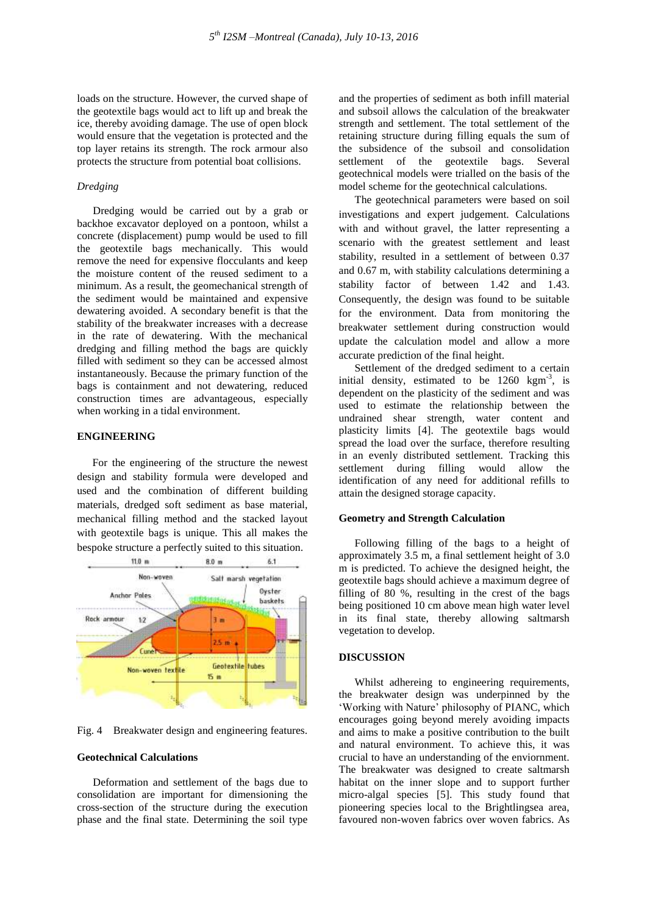loads on the structure. However, the curved shape of the geotextile bags would act to lift up and break the ice, thereby avoiding damage. The use of open block would ensure that the vegetation is protected and the top layer retains its strength. The rock armour also protects the structure from potential boat collisions.

*Dredging*

Dredging would be carried out by a grab or backhoe excavator deployed on a pontoon, whilst a concrete (displacement) pump would be used to fill the geotextile bags mechanically. This would remove the need for expensive flocculants and keep the moisture content of the reused sediment to a minimum. As a result, the geomechanical strength of the sediment would be maintained and expensive dewatering avoided. A secondary benefit is that the stability of the breakwater increases with a decrease in the rate of dewatering. With the mechanical dredging and filling method the bags are quickly filled with sediment so they can be accessed almost instantaneously. Because the primary function of the bags is containment and not dewatering, reduced construction times are advantageous, especially when working in a tidal environment.

## ENGINEERING

For the engineering of the structure the newest design and stability formula were developed and used and the combination of different building materials, dredged soft sediment as base material, mechanical filling method and the stacked layout with geotextile bags is unique. This all makes the bespoke structure a perfectly suited to this situation.

Fig. 4 Breakwater design and engineering features.

### Geotechnical Calculations

Deformation and settlement of the bags due to consolidation are important for dimensioning the cross-section of the structure during the execution phase and the final state. Determining the soil type and the properties of sediment as both infill material and subsoil allows the calculation of the breakwater strength and settlement. The total settlement of the retaining structure during filling equals the sum of the subsidence of the subsoil and consolidation settlement of the geotextile bags. Several geotechnical models were trialled on the basis of the model scheme for the geotechnical calculations.

The geotechnical parameters were based on soil investigations and expert judgement. Calculations with and without gravel, the latter representing a scenario with the greatest settlement and least stability, resulted in a settlement of between 0.37 and 0.67 m, with stability calculations determining a stability factor of between 1.42 and 1.43. Consequently, the design was found to be suitable for the environment. Data from monitoring the breakwater settlement during construction would update the calculation model and allow a more accurate prediction of the final height.

Settlement of the dredged sediment to a certain initial density, estimated to be 1260 $kgm^{-3}$, is dependent on the plasticity of the sediment and was used to estimate the relationship between the undrained shear strength, water content and plasticity limits [4]. The geotextile bags would spread the load over the surface, therefore resulting in an evenly distributed settlement. Tracking this settlement during filling would allow the identification of any need for additional refills to attain the designed storage capacity.

### Geometry and Strength Calculation

Following filling of the bags to a height of approximately 3.5 m, a final settlement height of 3.0 m is predicted. To achieve the designed height, the geotextile bags should achieve a maximum degree of filling of 80 %, resulting in the crest of the bags being positioned 10 cm above mean high water level in its final state, thereby allowing saltmarsh vegetation to develop.

## DISCUSSION

Whilst adhereing to engineering requirements, the breakwater design was underpinned by the 'Working with Nature' philosophy of PIANC, which encourages going beyond merely avoiding impacts and aims to make a positive contribution to the built and natural environment. To achieve this, it was crucial to have an understanding of the enviornment. The breakwater was designed to create saltmarsh habitat on the inner slope and to support further micro-algal species [5]. This study found that pioneering species local to the Brightlingsea area, favoured non-woven fabrics over woven fabrics. As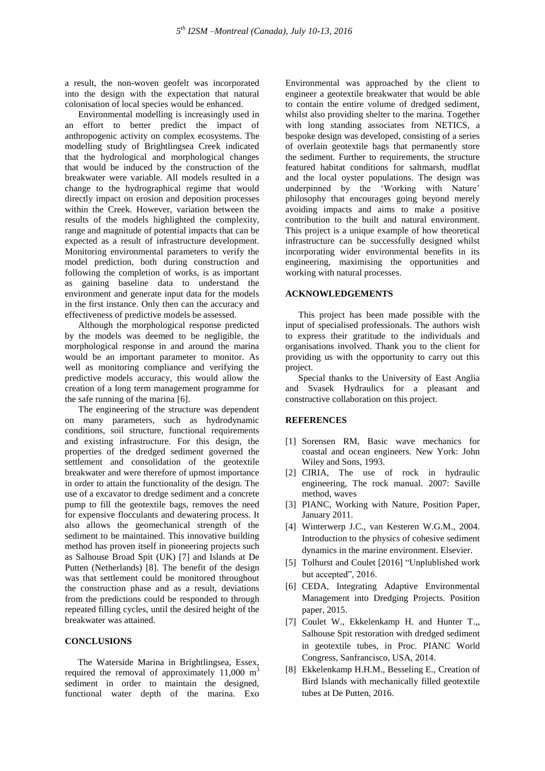a result, the non-woven geofelt was incorporated into the design with the expectation that natural colonisation of local species would be enhanced.

Environmental modelling is increasingly used in an effort to better predict the impact of anthropogenic activity on complex ecosystems. The modelling study of Brightlingsea Creek indicated that the hydrological and morphological changes that would be induced by the construction of the breakwater were variable. All models resulted in a change to the hydrographical regime that would directly impact on erosion and deposition processes within the Creek. However, variation between the results of the models highlighted the complexity, range and magnitude of potential impacts that can be expected as a result of infrastructure development. Monitoring environmental parameters to verify the model prediction, both during construction and following the completion of works, is as important as gaining baseline data to understand the environment and generate input data for the models in the first instance. Only then can the accuracy and effectiveness of predictive models be assessed.

Although the morphological response predicted by the models was deemed to be negligible, the morphological response in and around the marina would be an important parameter to monitor. As well as monitoring compliance and verifying the predictive models accuracy, this would allow the creation of a long term management programme for the safe running of the marina [6].

The engineering of the structure was dependent on many parameters, such as hydrodynamic conditions, soil structure, functional requirements and existing infrastructure. For this design, the properties of the dredged sediment governed the settlement and consolidation of the geotextile breakwater and were therefore of upmost importance in order to attain the functionality of the design. The use of a excavator to dredge sediment and a concrete pump to fill the geotextile bags, removes the need for expensive flocculants and dewatering process. It also allows the geomechanical strength of the sediment to be maintained. This innovative building method has proven itself in pioneering projects such as Salhouse Broad Spit (UK) [7] and Islands at De Putten (Netherlands) [8]. The benefit of the design was that settlement could be monitored throughout the construction phase and as a result, deviations from the predictions could be responded to through repeated filling cycles, until the desired height of the breakwater was attained.

## CONCLUSIONS

The Waterside Marina in Brightlingsea, Essex, required the removal of approximately 11,000 $m^3$ sediment in order to maintain the designed, functional water depth of the marina. Exo Environmental was approached by the client to engineer a geotextile breakwater that would be able to contain the entire volume of dredged sediment, whilst also providing shelter to the marina. Together with long standing associates from NETICS, a bespoke design was developed, consisting of a series of overlain geotextile bags that permanently store the sediment. Further to requirements, the structure featured habitat conditions for saltmarsh, mudflat and the local oyster populations. The design was underpinned by the 'Working with Nature' philosophy that encourages going beyond merely avoiding impacts and aims to make a positive contribution to the built and natural environment. This project is a unique example of how theoretical infrastructure can be successfully designed whilst incorporating wider environmental benefits in its engineering, maximising the opportunities and working with natural processes.

## ACKNOWLEDGEMENTS

This project has been made possible with the input of specialised professionals. The authors wish to express their gratitude to the individuals and organisations involved. Thank you to the client for providing us with the opportunity to carry out this project.

Special thanks to the University of East Anglia and Svasek Hydraulics for a pleasant and constructive collaboration on this project.

## REFERENCES

[1] Sorensen RM, Basic wave mechanics for coastal and ocean engineers. New York: John Wiley and Sons, 1993.

[2] CIRIA, The use of rock in hydraulic engineering, The rock manual. 2007: Saville method, waves

[3] PIANC, Working with Nature, Position Paper, January 2011.

[4] Winterwerp J.C., van Kesteren W.G.M., 2004. Introduction to the physics of cohesive sediment dynamics in the marine environment. Elsevier.

[5] Tolhurst and Coulet [2016] "Unplublished work but accepted", 2016.

[6] CEDA, Integrating Adaptive Environmental Management into Dredging Projects. Position paper, 2015.

[7] Coulet W., Ekkelenkamp H. and Hunter T.,, Salhouse Spit restoration with dredged sediment in geotextile tubes, in Proc. PIANC World Congress, Sanfrancisco, USA, 2014.

[8] Ekkelenkamp H.H.M., Besseling E., Creation of Bird Islands with mechanically filled geotextile tubes at De Putten, 2016.